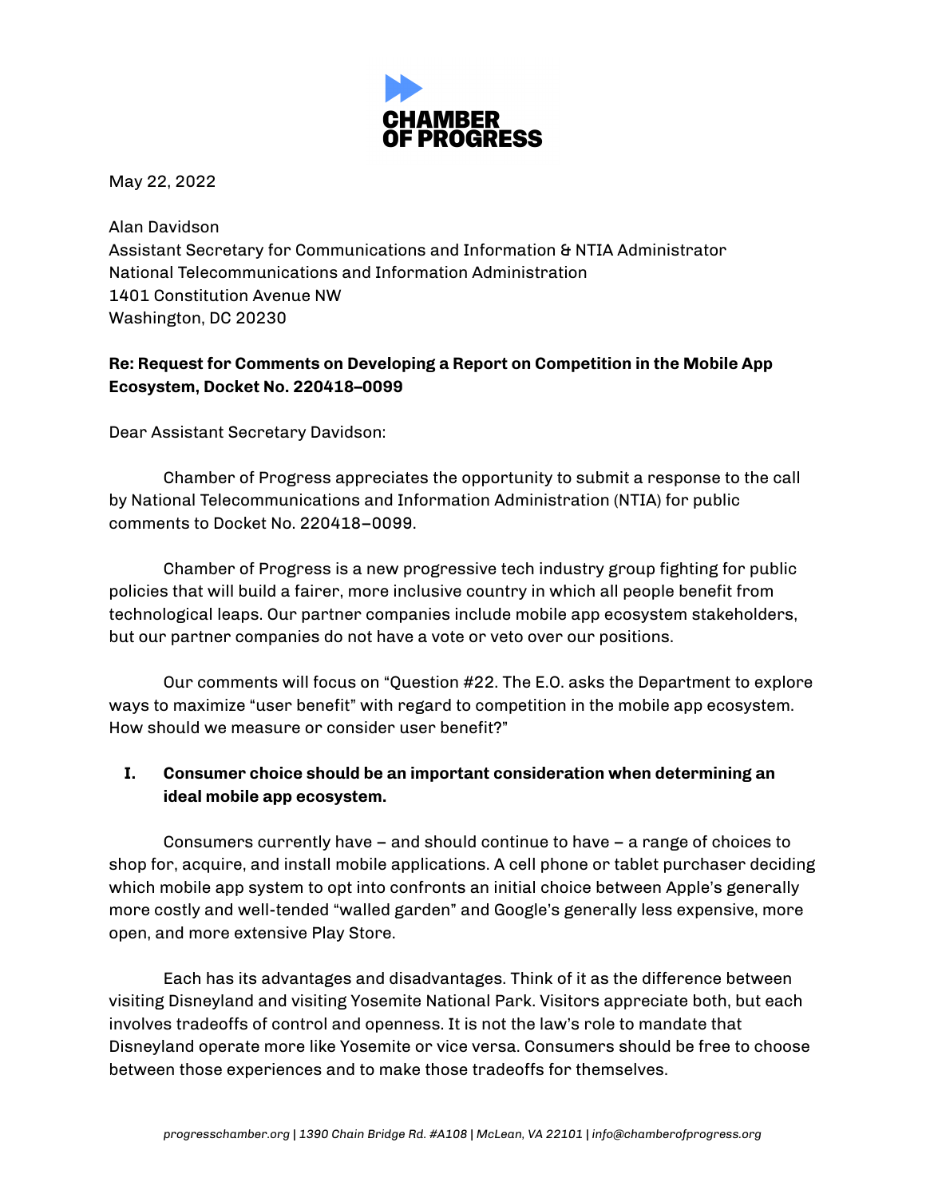**CHAMBER OF PROGRESS**

May 22, 2022

Alan Davidson
Assistant Secretary for Communications and Information & NTIA Administrator
National Telecommunications and Information Administration
1401 Constitution Avenue NW
Washington, DC 20230

**Re: Request for Comments on Developing a Report on Competition in the Mobile App Ecosystem, Docket No. 220418–0099**

Dear Assistant Secretary Davidson:

Chamber of Progress appreciates the opportunity to submit a response to the call by National Telecommunications and Information Administration (NTIA) for public comments to Docket No. 220418–0099.

Chamber of Progress is a new progressive tech industry group fighting for public policies that will build a fairer, more inclusive country in which all people benefit from technological leaps. Our partner companies include mobile app ecosystem stakeholders, but our partner companies do not have a vote or veto over our positions.

Our comments will focus on "Question #22. The E.O. asks the Department to explore ways to maximize "user benefit" with regard to competition in the mobile app ecosystem. How should we measure or consider user benefit?"

## I. Consumer choice should be an important consideration when determining an ideal mobile app ecosystem.

Consumers currently have – and should continue to have – a range of choices to shop for, acquire, and install mobile applications. A cell phone or tablet purchaser deciding which mobile app system to opt into confronts an initial choice between Apple's generally more costly and well-tended "walled garden" and Google's generally less expensive, more open, and more extensive Play Store.

Each has its advantages and disadvantages. Think of it as the difference between visiting Disneyland and visiting Yosemite National Park. Visitors appreciate both, but each involves tradeoffs of control and openness. It is not the law's role to mandate that Disneyland operate more like Yosemite or vice versa. Consumers should be free to choose between those experiences and to make those tradeoffs for themselves.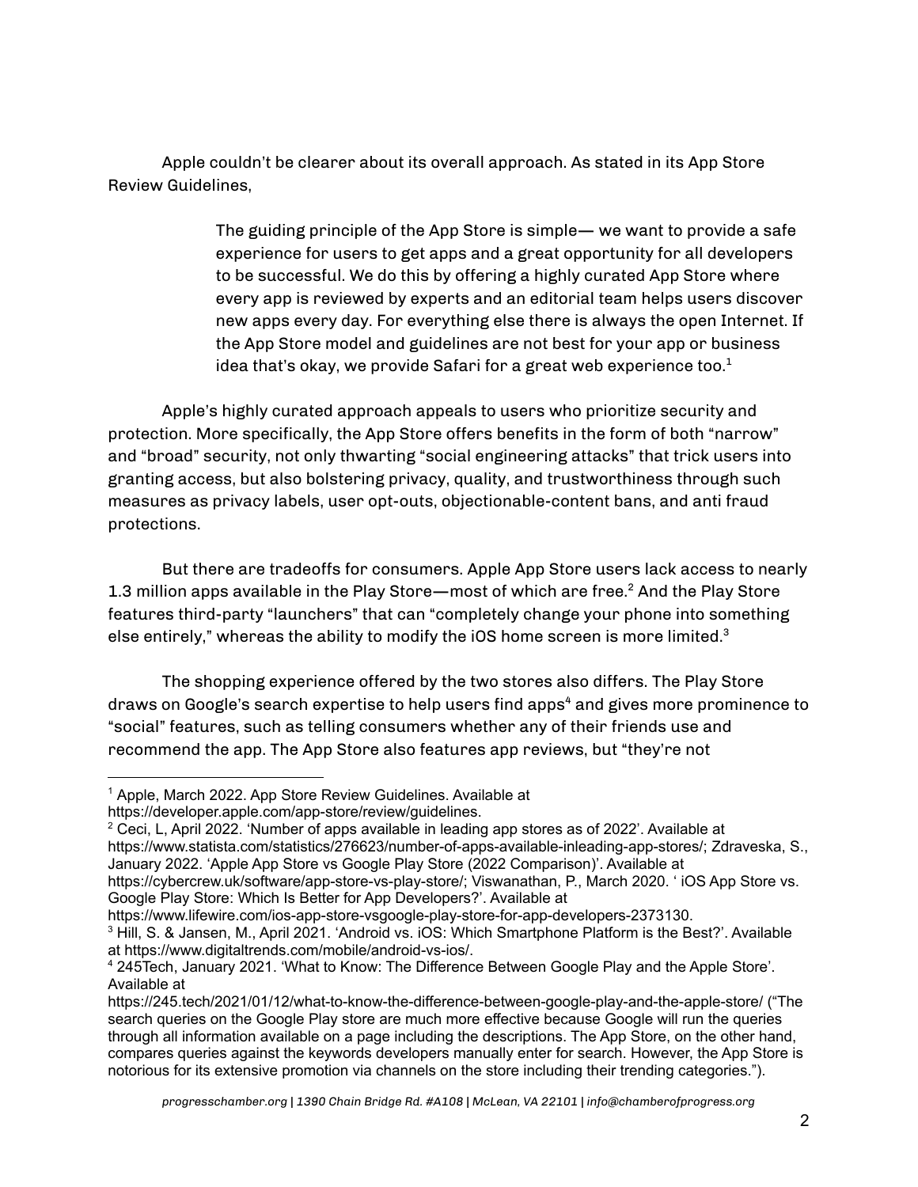Apple couldn't be clearer about its overall approach. As stated in its App Store Review Guidelines,

> The guiding principle of the App Store is simple— we want to provide a safe experience for users to get apps and a great opportunity for all developers to be successful. We do this by offering a highly curated App Store where every app is reviewed by experts and an editorial team helps users discover new apps every day. For everything else there is always the open Internet. If the App Store model and guidelines are not best for your app or business idea that's okay, we provide Safari for a great web experience too.[1]

Apple's highly curated approach appeals to users who prioritize security and protection. More specifically, the App Store offers benefits in the form of both "narrow" and "broad" security, not only thwarting "social engineering attacks" that trick users into granting access, but also bolstering privacy, quality, and trustworthiness through such measures as privacy labels, user opt-outs, objectionable-content bans, and anti fraud protections.

But there are tradeoffs for consumers. Apple App Store users lack access to nearly 1.3 million apps available in the Play Store—most of which are free.[2] And the Play Store features third-party "launchers" that can "completely change your phone into something else entirely," whereas the ability to modify the iOS home screen is more limited.[3]

The shopping experience offered by the two stores also differs. The Play Store draws on Google's search expertise to help users find apps[4] and gives more prominence to "social" features, such as telling consumers whether any of their friends use and recommend the app. The App Store also features app reviews, but "they're not

---

[1] Apple, March 2022. App Store Review Guidelines. Available at https://developer.apple.com/app-store/review/guidelines.

[2] Ceci, L, April 2022. 'Number of apps available in leading app stores as of 2022'. Available at https://www.statista.com/statistics/276623/number-of-apps-available-inleading-app-stores/; Zdraveska, S., January 2022. 'Apple App Store vs Google Play Store (2022 Comparison)'. Available at https://cybercrew.uk/software/app-store-vs-play-store/; Viswanathan, P., March 2020. ' iOS App Store vs. Google Play Store: Which Is Better for App Developers?'. Available at https://www.lifewire.com/ios-app-store-vsgoogle-play-store-for-app-developers-2373130.

[3] Hill, S. & Jansen, M., April 2021. 'Android vs. iOS: Which Smartphone Platform is the Best?'. Available at https://www.digitaltrends.com/mobile/android-vs-ios/.

[4] 245Tech, January 2021. 'What to Know: The Difference Between Google Play and the Apple Store'. Available at https://245.tech/2021/01/12/what-to-know-the-difference-between-google-play-and-the-apple-store/ ("The search queries on the Google Play store are much more effective because Google will run the queries through all information available on a page including the descriptions. The App Store, on the other hand, compares queries against the keywords developers manually enter for search. However, the App Store is notorious for its extensive promotion via channels on the store including their trending categories.").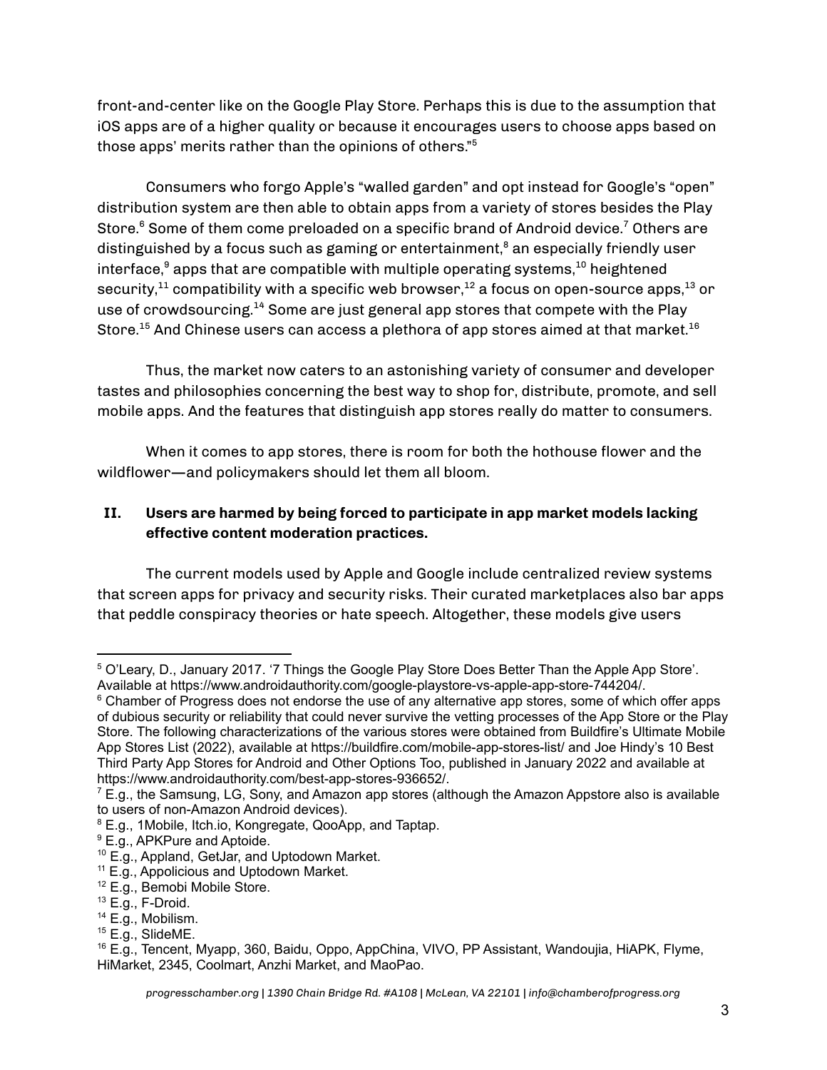front-and-center like on the Google Play Store. Perhaps this is due to the assumption that iOS apps are of a higher quality or because it encourages users to choose apps based on those apps' merits rather than the opinions of others."[5]

Consumers who forgo Apple's "walled garden" and opt instead for Google's "open" distribution system are then able to obtain apps from a variety of stores besides the Play Store.[6] Some of them come preloaded on a specific brand of Android device.[7] Others are distinguished by a focus such as gaming or entertainment,[8] an especially friendly user interface,[9] apps that are compatible with multiple operating systems,[10] heightened security,[11] compatibility with a specific web browser,[12] a focus on open-source apps,[13] or use of crowdsourcing.[14] Some are just general app stores that compete with the Play Store.[15] And Chinese users can access a plethora of app stores aimed at that market.[16]

Thus, the market now caters to an astonishing variety of consumer and developer tastes and philosophies concerning the best way to shop for, distribute, promote, and sell mobile apps. And the features that distinguish app stores really do matter to consumers.

When it comes to app stores, there is room for both the hothouse flower and the wildflower—and policymakers should let them all bloom.

## II. Users are harmed by being forced to participate in app market models lacking effective content moderation practices.

The current models used by Apple and Google include centralized review systems that screen apps for privacy and security risks. Their curated marketplaces also bar apps that peddle conspiracy theories or hate speech. Altogether, these models give users

---

[5] O'Leary, D., January 2017. '7 Things the Google Play Store Does Better Than the Apple App Store'. Available at https://www.androidauthority.com/google-playstore-vs-apple-app-store-744204/.

[6] Chamber of Progress does not endorse the use of any alternative app stores, some of which offer apps of dubious security or reliability that could never survive the vetting processes of the App Store or the Play Store. The following characterizations of the various stores were obtained from Buildfire's Ultimate Mobile App Stores List (2022), available at https://buildfire.com/mobile-app-stores-list/ and Joe Hindy's 10 Best Third Party App Stores for Android and Other Options Too, published in January 2022 and available at https://www.androidauthority.com/best-app-stores-936652/.

[7] E.g., the Samsung, LG, Sony, and Amazon app stores (although the Amazon Appstore also is available to users of non-Amazon Android devices).

[8] E.g., 1Mobile, Itch.io, Kongregate, QooApp, and Taptap.

[9] E.g., APKPure and Aptoide.

[10] E.g., Appland, GetJar, and Uptodown Market.

[11] E.g., Appolicious and Uptodown Market.

[12] E.g., Bemobi Mobile Store.

[13] E.g., F-Droid.

[14] E.g., Mobilism.

[15] E.g., SlideME.

[16] E.g., Tencent, Myapp, 360, Baidu, Oppo, AppChina, VIVO, PP Assistant, Wandoujia, HiAPK, Flyme, HiMarket, 2345, Coolmart, Anzhi Market, and MaoPao.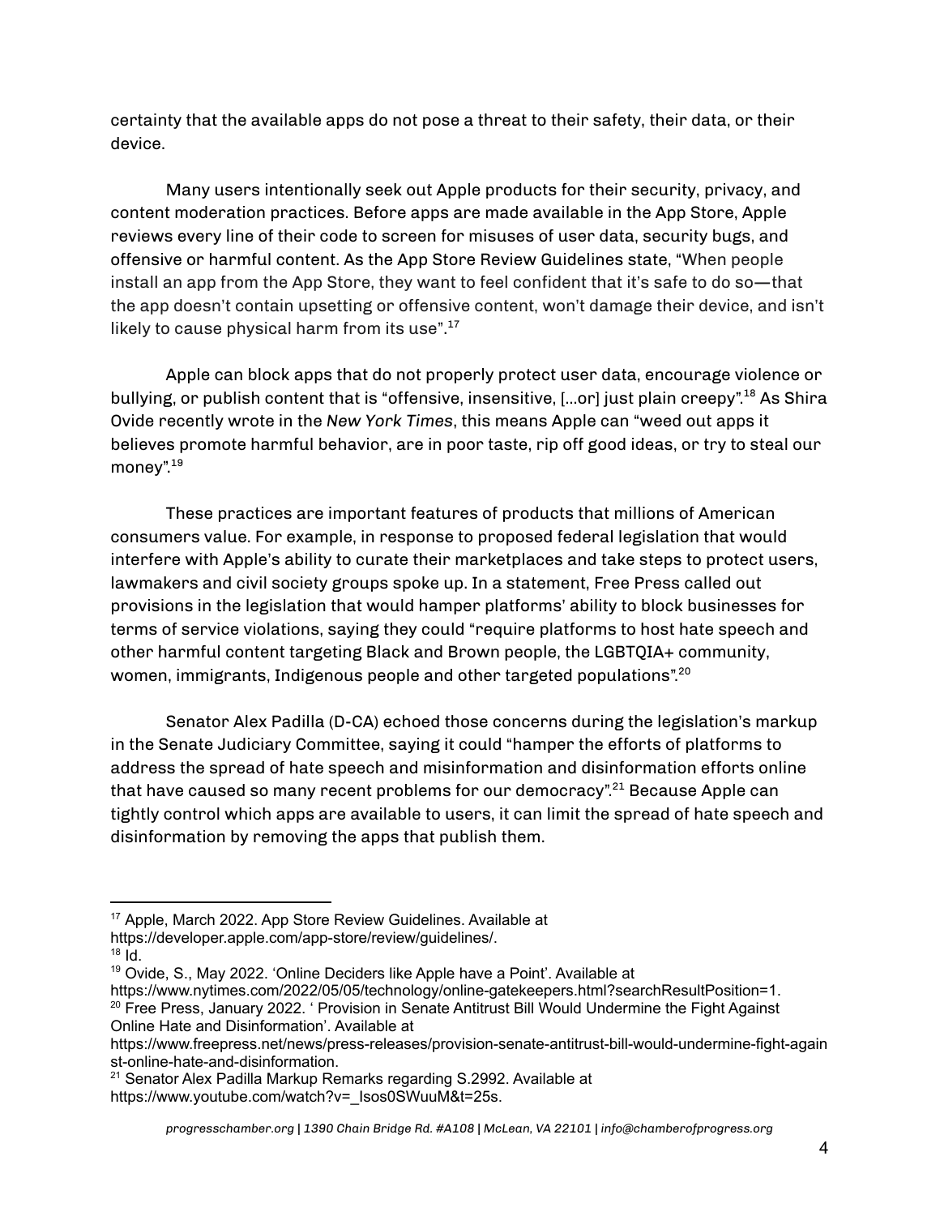certainty that the available apps do not pose a threat to their safety, their data, or their device.

Many users intentionally seek out Apple products for their security, privacy, and content moderation practices. Before apps are made available in the App Store, Apple reviews every line of their code to screen for misuses of user data, security bugs, and offensive or harmful content. As the App Store Review Guidelines state, "When people install an app from the App Store, they want to feel confident that it's safe to do so—that the app doesn't contain upsetting or offensive content, won't damage their device, and isn't likely to cause physical harm from its use".[17]

Apple can block apps that do not properly protect user data, encourage violence or bullying, or publish content that is "offensive, insensitive, [...or] just plain creepy".[18] As Shira Ovide recently wrote in the *New York Times*, this means Apple can "weed out apps it believes promote harmful behavior, are in poor taste, rip off good ideas, or try to steal our money".[19]

These practices are important features of products that millions of American consumers value. For example, in response to proposed federal legislation that would interfere with Apple's ability to curate their marketplaces and take steps to protect users, lawmakers and civil society groups spoke up. In a statement, Free Press called out provisions in the legislation that would hamper platforms' ability to block businesses for terms of service violations, saying they could "require platforms to host hate speech and other harmful content targeting Black and Brown people, the LGBTQIA+ community, women, immigrants, Indigenous people and other targeted populations".[20]

Senator Alex Padilla (D-CA) echoed those concerns during the legislation's markup in the Senate Judiciary Committee, saying it could "hamper the efforts of platforms to address the spread of hate speech and misinformation and disinformation efforts online that have caused so many recent problems for our democracy".[21] Because Apple can tightly control which apps are available to users, it can limit the spread of hate speech and disinformation by removing the apps that publish them.

---

[17] Apple, March 2022. App Store Review Guidelines. Available at https://developer.apple.com/app-store/review/guidelines/.

[18] Id.

[19] Ovide, S., May 2022. 'Online Deciders like Apple have a Point'. Available at https://www.nytimes.com/2022/05/05/technology/online-gatekeepers.html?searchResultPosition=1.

[20] Free Press, January 2022. ' Provision in Senate Antitrust Bill Would Undermine the Fight Against Online Hate and Disinformation'. Available at https://www.freepress.net/news/press-releases/provision-senate-antitrust-bill-would-undermine-fight-against-online-hate-and-disinformation.

[21] Senator Alex Padilla Markup Remarks regarding S.2992. Available at https://www.youtube.com/watch?v=_Isos0SWuuM&t=25s.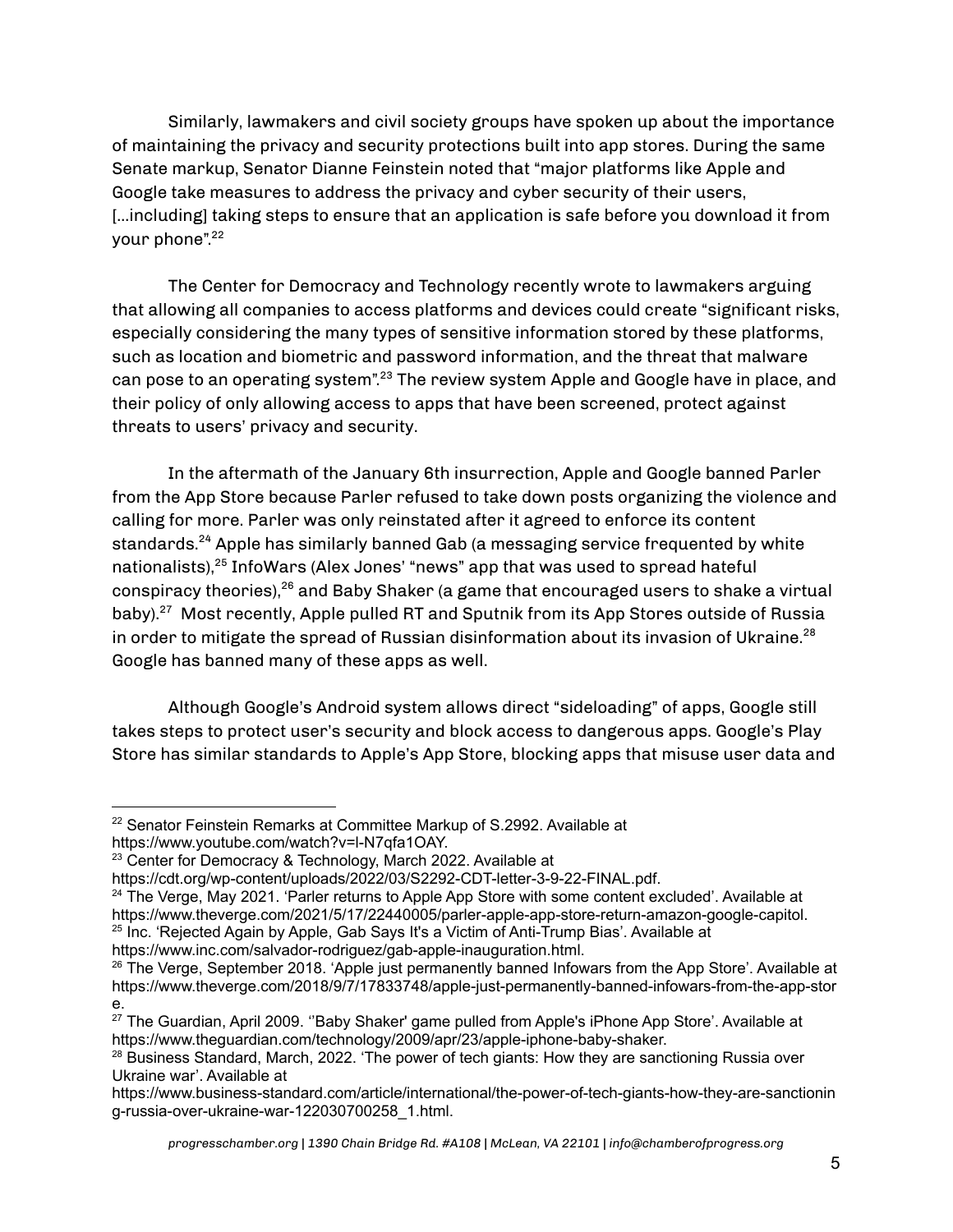Similarly, lawmakers and civil society groups have spoken up about the importance of maintaining the privacy and security protections built into app stores. During the same Senate markup, Senator Dianne Feinstein noted that "major platforms like Apple and Google take measures to address the privacy and cyber security of their users, [...including] taking steps to ensure that an application is safe before you download it from your phone".[22]

The Center for Democracy and Technology recently wrote to lawmakers arguing that allowing all companies to access platforms and devices could create "significant risks, especially considering the many types of sensitive information stored by these platforms, such as location and biometric and password information, and the threat that malware can pose to an operating system".[23] The review system Apple and Google have in place, and their policy of only allowing access to apps that have been screened, protect against threats to users' privacy and security.

In the aftermath of the January 6th insurrection, Apple and Google banned Parler from the App Store because Parler refused to take down posts organizing the violence and calling for more. Parler was only reinstated after it agreed to enforce its content standards.[24] Apple has similarly banned Gab (a messaging service frequented by white nationalists),[25] InfoWars (Alex Jones' "news" app that was used to spread hateful conspiracy theories),[26] and Baby Shaker (a game that encouraged users to shake a virtual baby).[27] Most recently, Apple pulled RT and Sputnik from its App Stores outside of Russia in order to mitigate the spread of Russian disinformation about its invasion of Ukraine.[28] Google has banned many of these apps as well.

Although Google's Android system allows direct "sideloading" of apps, Google still takes steps to protect user's security and block access to dangerous apps. Google's Play Store has similar standards to Apple's App Store, blocking apps that misuse user data and

---

[22] Senator Feinstein Remarks at Committee Markup of S.2992. Available at https://www.youtube.com/watch?v=l-N7qfa1OAY.

[23] Center for Democracy & Technology, March 2022. Available at https://cdt.org/wp-content/uploads/2022/03/S2292-CDT-letter-3-9-22-FINAL.pdf.

[24] The Verge, May 2021. 'Parler returns to Apple App Store with some content excluded'. Available at https://www.theverge.com/2021/5/17/22440005/parler-apple-app-store-return-amazon-google-capitol.

[25] Inc. 'Rejected Again by Apple, Gab Says It's a Victim of Anti-Trump Bias'. Available at https://www.inc.com/salvador-rodriguez/gab-apple-inauguration.html.

[26] The Verge, September 2018. 'Apple just permanently banned Infowars from the App Store'. Available at https://www.theverge.com/2018/9/7/17833748/apple-just-permanently-banned-infowars-from-the-app-store.

[27] The Guardian, April 2009. ''Baby Shaker' game pulled from Apple's iPhone App Store'. Available at https://www.theguardian.com/technology/2009/apr/23/apple-iphone-baby-shaker.

[28] Business Standard, March, 2022. 'The power of tech giants: How they are sanctioning Russia over Ukraine war'. Available at https://www.business-standard.com/article/international/the-power-of-tech-giants-how-they-are-sanctioning-russia-over-ukraine-war-122030700258_1.html.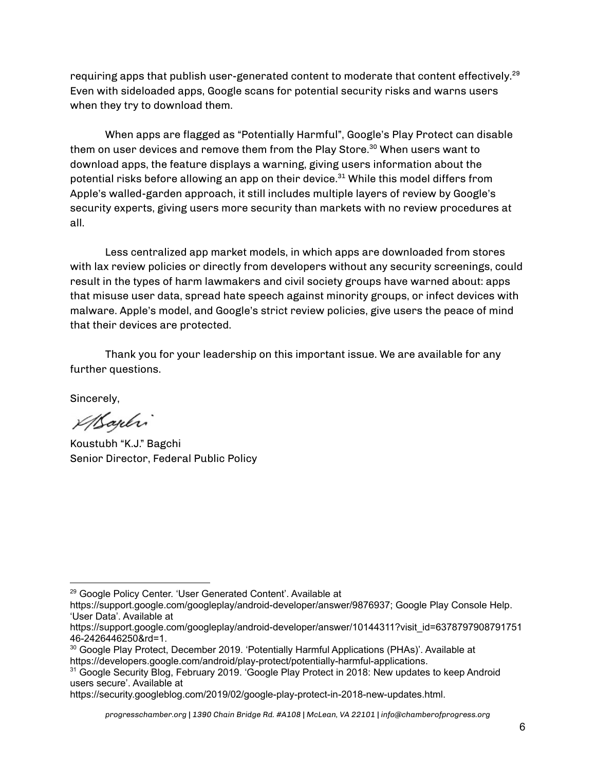requiring apps that publish user-generated content to moderate that content effectively.[29] Even with sideloaded apps, Google scans for potential security risks and warns users when they try to download them.

When apps are flagged as "Potentially Harmful", Google's Play Protect can disable them on user devices and remove them from the Play Store.[30] When users want to download apps, the feature displays a warning, giving users information about the potential risks before allowing an app on their device.[31] While this model differs from Apple's walled-garden approach, it still includes multiple layers of review by Google's security experts, giving users more security than markets with no review procedures at all.

Less centralized app market models, in which apps are downloaded from stores with lax review policies or directly from developers without any security screenings, could result in the types of harm lawmakers and civil society groups have warned about: apps that misuse user data, spread hate speech against minority groups, or infect devices with malware. Apple's model, and Google's strict review policies, give users the peace of mind that their devices are protected.

Thank you for your leadership on this important issue. We are available for any further questions.

Sincerely,

Koustubh "K.J." Bagchi
Senior Director, Federal Public Policy

---

[29] Google Policy Center. 'User Generated Content'. Available at https://support.google.com/googleplay/android-developer/answer/9876937; Google Play Console Help. 'User Data'. Available at https://support.google.com/googleplay/android-developer/answer/10144311?visit_id=637879790879175146-2426446250&rd=1.

[30] Google Play Protect, December 2019. 'Potentially Harmful Applications (PHAs)'. Available at https://developers.google.com/android/play-protect/potentially-harmful-applications.

[31] Google Security Blog, February 2019. 'Google Play Protect in 2018: New updates to keep Android users secure'. Available at https://security.googleblog.com/2019/02/google-play-protect-in-2018-new-updates.html.

*progresschamber.org | 1390 Chain Bridge Rd. #A108 | McLean, VA 22101 | info@chamberofprogress.org*